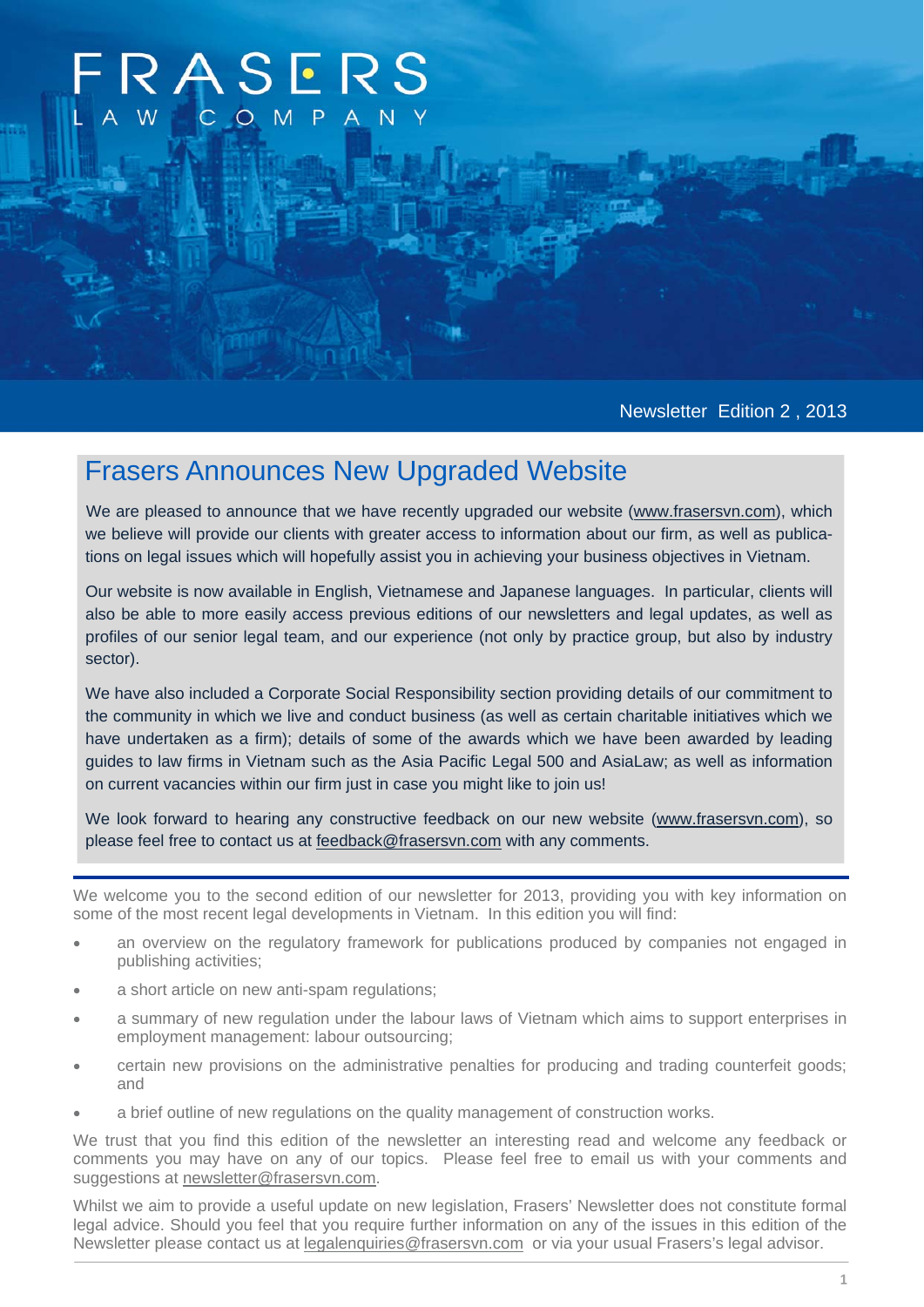# FRASERS

LAW COMPANY

Newsletter Edition 2 , 2013

## Frasers Announces New Upgraded Website

We are pleased to announce that we have recently upgraded our website (www.frasersvn.com), which we believe will provide our clients with greater access to information about our firm, as well as publications on legal issues which will hopefully assist you in achieving your business objectives in Vietnam.

Our website is now available in English, Vietnamese and Japanese languages. In particular, clients will also be able to more easily access previous editions of our newsletters and legal updates, as well as profiles of our senior legal team, and our experience (not only by practice group, but also by industry sector).

We have also included a Corporate Social Responsibility section providing details of our commitment to the community in which we live and conduct business (as well as certain charitable initiatives which we have undertaken as a firm); details of some of the awards which we have been awarded by leading guides to law firms in Vietnam such as the Asia Pacific Legal 500 and AsiaLaw; as well as information on current vacancies within our firm just in case you might like to join us!

We look forward to hearing any constructive feedback on our new website (www.frasersvn.com), so please feel free to contact us at feedback@frasersvn.com with any comments.

---

We welcome you to the second edition of our newsletter for 2013, providing you with key information on some of the most recent legal developments in Vietnam. In this edition you will find:

- an overview on the regulatory framework for publications produced by companies not engaged in publishing activities;
- a short article on new anti-spam regulations;
- a summary of new regulation under the labour laws of Vietnam which aims to support enterprises in employment management: labour outsourcing;
- certain new provisions on the administrative penalties for producing and trading counterfeit goods; and
- a brief outline of new regulations on the quality management of construction works.

We trust that you find this edition of the newsletter an interesting read and welcome any feedback or comments you may have on any of our topics. Please feel free to email us with your comments and suggestions at newsletter@frasersvn.com.

Whilst we aim to provide a useful update on new legislation, Frasers' Newsletter does not constitute formal legal advice. Should you feel that you require further information on any of the issues in this edition of the Newsletter please contact us at legalenquiries@frasersvn.com or via your usual Frasers's legal advisor.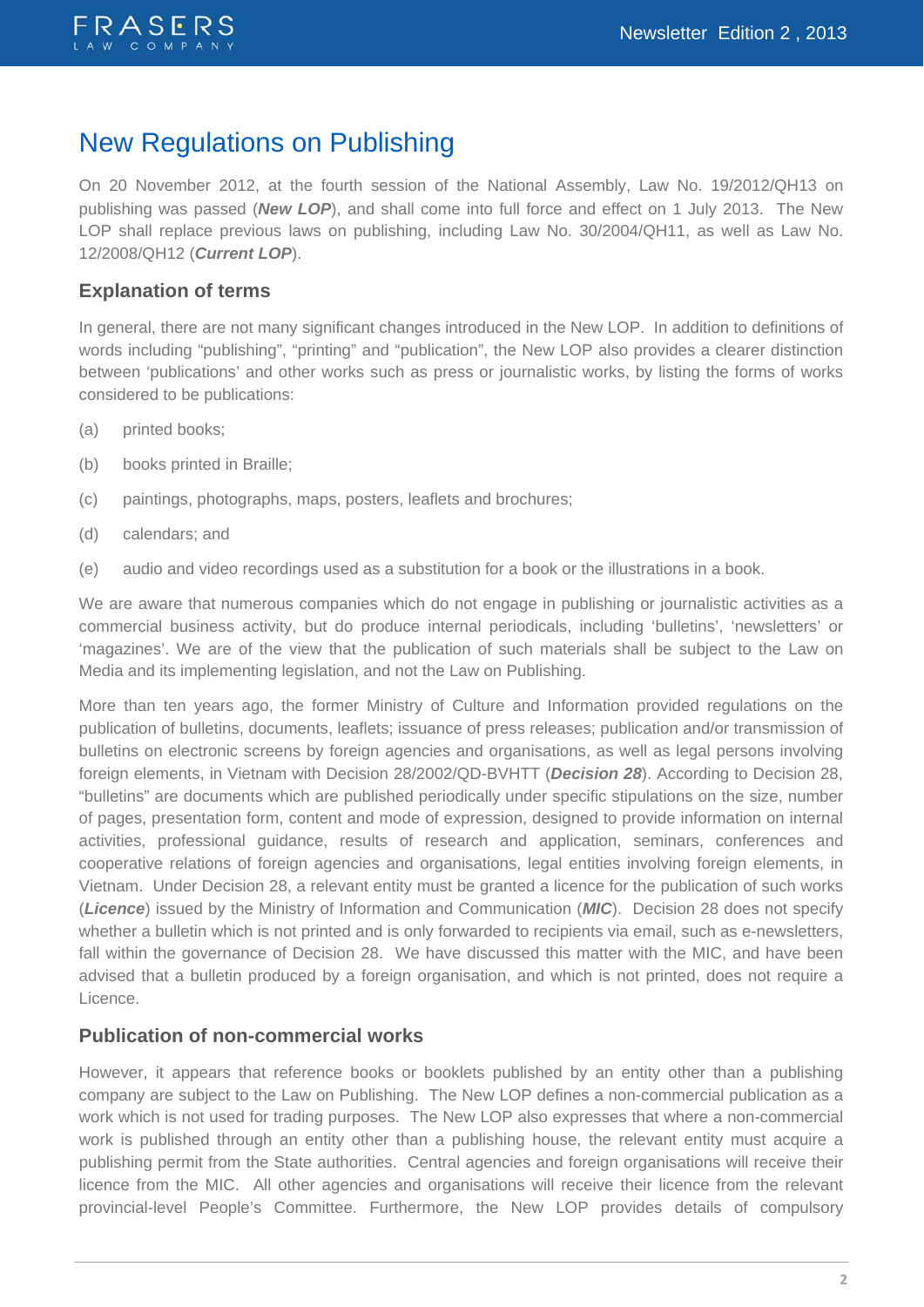# New Regulations on Publishing

On 20 November 2012, at the fourth session of the National Assembly, Law No. 19/2012/QH13 on publishing was passed (***New LOP***), and shall come into full force and effect on 1 July 2013. The New LOP shall replace previous laws on publishing, including Law No. 30/2004/QH11, as well as Law No. 12/2008/QH12 (***Current LOP***).

## Explanation of terms

In general, there are not many significant changes introduced in the New LOP. In addition to definitions of words including "publishing", "printing" and "publication", the New LOP also provides a clearer distinction between 'publications' and other works such as press or journalistic works, by listing the forms of works considered to be publications:

(a) printed books;

(b) books printed in Braille;

(c) paintings, photographs, maps, posters, leaflets and brochures;

(d) calendars; and

(e) audio and video recordings used as a substitution for a book or the illustrations in a book.

We are aware that numerous companies which do not engage in publishing or journalistic activities as a commercial business activity, but do produce internal periodicals, including 'bulletins', 'newsletters' or 'magazines'. We are of the view that the publication of such materials shall be subject to the Law on Media and its implementing legislation, and not the Law on Publishing.

More than ten years ago, the former Ministry of Culture and Information provided regulations on the publication of bulletins, documents, leaflets; issuance of press releases; publication and/or transmission of bulletins on electronic screens by foreign agencies and organisations, as well as legal persons involving foreign elements, in Vietnam with Decision 28/2002/QD-BVHTT (***Decision 28***). According to Decision 28, "bulletins" are documents which are published periodically under specific stipulations on the size, number of pages, presentation form, content and mode of expression, designed to provide information on internal activities, professional guidance, results of research and application, seminars, conferences and cooperative relations of foreign agencies and organisations, legal entities involving foreign elements, in Vietnam. Under Decision 28, a relevant entity must be granted a licence for the publication of such works (***Licence***) issued by the Ministry of Information and Communication (***MIC***). Decision 28 does not specify whether a bulletin which is not printed and is only forwarded to recipients via email, such as e-newsletters, fall within the governance of Decision 28. We have discussed this matter with the MIC, and have been advised that a bulletin produced by a foreign organisation, and which is not printed, does not require a Licence.

## Publication of non-commercial works

However, it appears that reference books or booklets published by an entity other than a publishing company are subject to the Law on Publishing. The New LOP defines a non-commercial publication as a work which is not used for trading purposes. The New LOP also expresses that where a non-commercial work is published through an entity other than a publishing house, the relevant entity must acquire a publishing permit from the State authorities. Central agencies and foreign organisations will receive their licence from the MIC. All other agencies and organisations will receive their licence from the relevant provincial-level People's Committee. Furthermore, the New LOP provides details of compulsory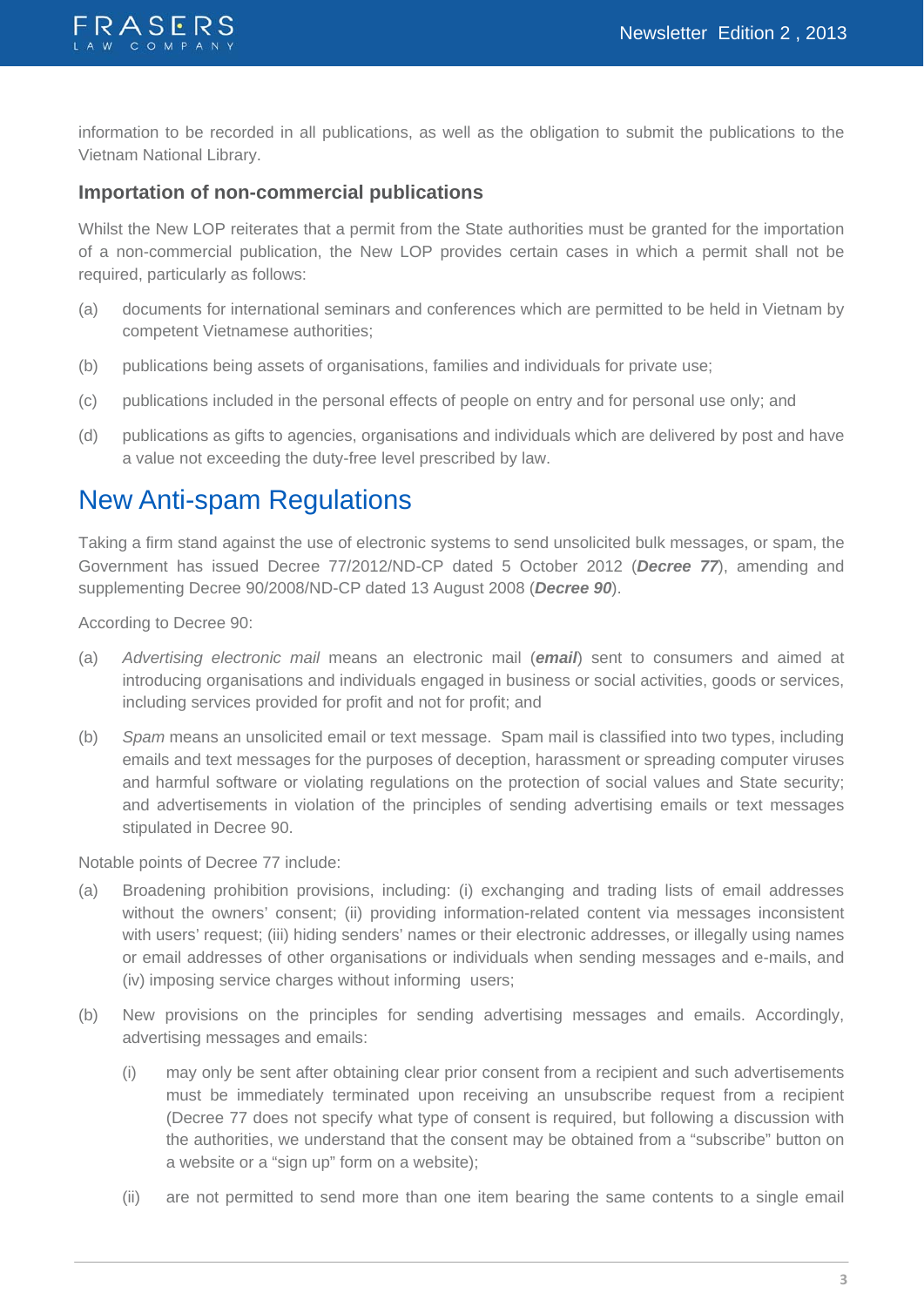information to be recorded in all publications, as well as the obligation to submit the publications to the Vietnam National Library.

### Importation of non-commercial publications

Whilst the New LOP reiterates that a permit from the State authorities must be granted for the importation of a non-commercial publication, the New LOP provides certain cases in which a permit shall not be required, particularly as follows:

(a) documents for international seminars and conferences which are permitted to be held in Vietnam by competent Vietnamese authorities;

(b) publications being assets of organisations, families and individuals for private use;

(c) publications included in the personal effects of people on entry and for personal use only; and

(d) publications as gifts to agencies, organisations and individuals which are delivered by post and have a value not exceeding the duty-free level prescribed by law.

## New Anti-spam Regulations

Taking a firm stand against the use of electronic systems to send unsolicited bulk messages, or spam, the Government has issued Decree 77/2012/ND-CP dated 5 October 2012 (***Decree 77***), amending and supplementing Decree 90/2008/ND-CP dated 13 August 2008 (***Decree 90***).

According to Decree 90:

(a) *Advertising electronic mail* means an electronic mail (***email***) sent to consumers and aimed at introducing organisations and individuals engaged in business or social activities, goods or services, including services provided for profit and not for profit; and

(b) *Spam* means an unsolicited email or text message. Spam mail is classified into two types, including emails and text messages for the purposes of deception, harassment or spreading computer viruses and harmful software or violating regulations on the protection of social values and State security; and advertisements in violation of the principles of sending advertising emails or text messages stipulated in Decree 90.

Notable points of Decree 77 include:

(a) Broadening prohibition provisions, including: (i) exchanging and trading lists of email addresses without the owners' consent; (ii) providing information-related content via messages inconsistent with users' request; (iii) hiding senders' names or their electronic addresses, or illegally using names or email addresses of other organisations or individuals when sending messages and e-mails, and (iv) imposing service charges without informing users;

(b) New provisions on the principles for sending advertising messages and emails. Accordingly, advertising messages and emails:

  (i) may only be sent after obtaining clear prior consent from a recipient and such advertisements must be immediately terminated upon receiving an unsubscribe request from a recipient (Decree 77 does not specify what type of consent is required, but following a discussion with the authorities, we understand that the consent may be obtained from a "subscribe" button on a website or a "sign up" form on a website);

  (ii) are not permitted to send more than one item bearing the same contents to a single email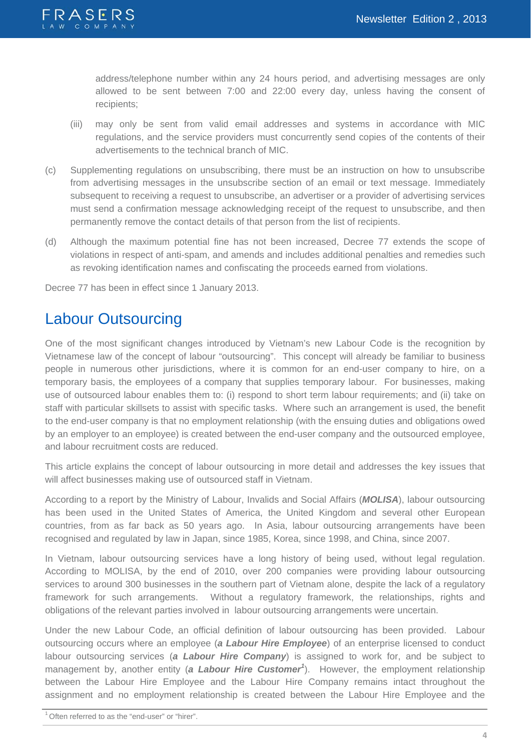address/telephone number within any 24 hours period, and advertising messages are only allowed to be sent between 7:00 and 22:00 every day, unless having the consent of recipients;

(iii) may only be sent from valid email addresses and systems in accordance with MIC regulations, and the service providers must concurrently send copies of the contents of their advertisements to the technical branch of MIC.

(c) Supplementing regulations on unsubscribing, there must be an instruction on how to unsubscribe from advertising messages in the unsubscribe section of an email or text message. Immediately subsequent to receiving a request to unsubscribe, an advertiser or a provider of advertising services must send a confirmation message acknowledging receipt of the request to unsubscribe, and then permanently remove the contact details of that person from the list of recipients.

(d) Although the maximum potential fine has not been increased, Decree 77 extends the scope of violations in respect of anti-spam, and amends and includes additional penalties and remedies such as revoking identification names and confiscating the proceeds earned from violations.

Decree 77 has been in effect since 1 January 2013.

## Labour Outsourcing

One of the most significant changes introduced by Vietnam's new Labour Code is the recognition by Vietnamese law of the concept of labour "outsourcing". This concept will already be familiar to business people in numerous other jurisdictions, where it is common for an end-user company to hire, on a temporary basis, the employees of a company that supplies temporary labour. For businesses, making use of outsourced labour enables them to: (i) respond to short term labour requirements; and (ii) take on staff with particular skillsets to assist with specific tasks. Where such an arrangement is used, the benefit to the end-user company is that no employment relationship (with the ensuing duties and obligations owed by an employer to an employee) is created between the end-user company and the outsourced employee, and labour recruitment costs are reduced.

This article explains the concept of labour outsourcing in more detail and addresses the key issues that will affect businesses making use of outsourced staff in Vietnam.

According to a report by the Ministry of Labour, Invalids and Social Affairs (***MOLISA***), labour outsourcing has been used in the United States of America, the United Kingdom and several other European countries, from as far back as 50 years ago. In Asia, labour outsourcing arrangements have been recognised and regulated by law in Japan, since 1985, Korea, since 1998, and China, since 2007.

In Vietnam, labour outsourcing services have a long history of being used, without legal regulation. According to MOLISA, by the end of 2010, over 200 companies were providing labour outsourcing services to around 300 businesses in the southern part of Vietnam alone, despite the lack of a regulatory framework for such arrangements. Without a regulatory framework, the relationships, rights and obligations of the relevant parties involved in labour outsourcing arrangements were uncertain.

Under the new Labour Code, an official definition of labour outsourcing has been provided. Labour outsourcing occurs where an employee (***a Labour Hire Employee***) of an enterprise licensed to conduct labour outsourcing services (***a Labour Hire Company***) is assigned to work for, and be subject to management by, another entity (***a Labour Hire Customer***[1]). However, the employment relationship between the Labour Hire Employee and the Labour Hire Company remains intact throughout the assignment and no employment relationship is created between the Labour Hire Employee and the

[1] Often referred to as the "end-user" or "hirer".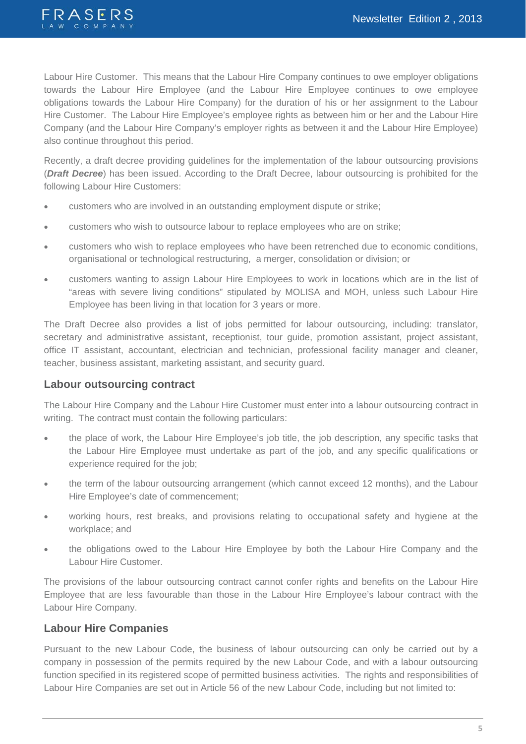Labour Hire Customer. This means that the Labour Hire Company continues to owe employer obligations towards the Labour Hire Employee (and the Labour Hire Employee continues to owe employee obligations towards the Labour Hire Company) for the duration of his or her assignment to the Labour Hire Customer. The Labour Hire Employee's employee rights as between him or her and the Labour Hire Company (and the Labour Hire Company's employer rights as between it and the Labour Hire Employee) also continue throughout this period.

Recently, a draft decree providing guidelines for the implementation of the labour outsourcing provisions (***Draft Decree***) has been issued. According to the Draft Decree, labour outsourcing is prohibited for the following Labour Hire Customers:

- customers who are involved in an outstanding employment dispute or strike;
- customers who wish to outsource labour to replace employees who are on strike;
- customers who wish to replace employees who have been retrenched due to economic conditions, organisational or technological restructuring, a merger, consolidation or division; or
- customers wanting to assign Labour Hire Employees to work in locations which are in the list of "areas with severe living conditions" stipulated by MOLISA and MOH, unless such Labour Hire Employee has been living in that location for 3 years or more.

The Draft Decree also provides a list of jobs permitted for labour outsourcing, including: translator, secretary and administrative assistant, receptionist, tour guide, promotion assistant, project assistant, office IT assistant, accountant, electrician and technician, professional facility manager and cleaner, teacher, business assistant, marketing assistant, and security guard.

## Labour outsourcing contract

The Labour Hire Company and the Labour Hire Customer must enter into a labour outsourcing contract in writing. The contract must contain the following particulars:

- the place of work, the Labour Hire Employee's job title, the job description, any specific tasks that the Labour Hire Employee must undertake as part of the job, and any specific qualifications or experience required for the job;
- the term of the labour outsourcing arrangement (which cannot exceed 12 months), and the Labour Hire Employee's date of commencement;
- working hours, rest breaks, and provisions relating to occupational safety and hygiene at the workplace; and
- the obligations owed to the Labour Hire Employee by both the Labour Hire Company and the Labour Hire Customer.

The provisions of the labour outsourcing contract cannot confer rights and benefits on the Labour Hire Employee that are less favourable than those in the Labour Hire Employee's labour contract with the Labour Hire Company.

## Labour Hire Companies

Pursuant to the new Labour Code, the business of labour outsourcing can only be carried out by a company in possession of the permits required by the new Labour Code, and with a labour outsourcing function specified in its registered scope of permitted business activities. The rights and responsibilities of Labour Hire Companies are set out in Article 56 of the new Labour Code, including but not limited to: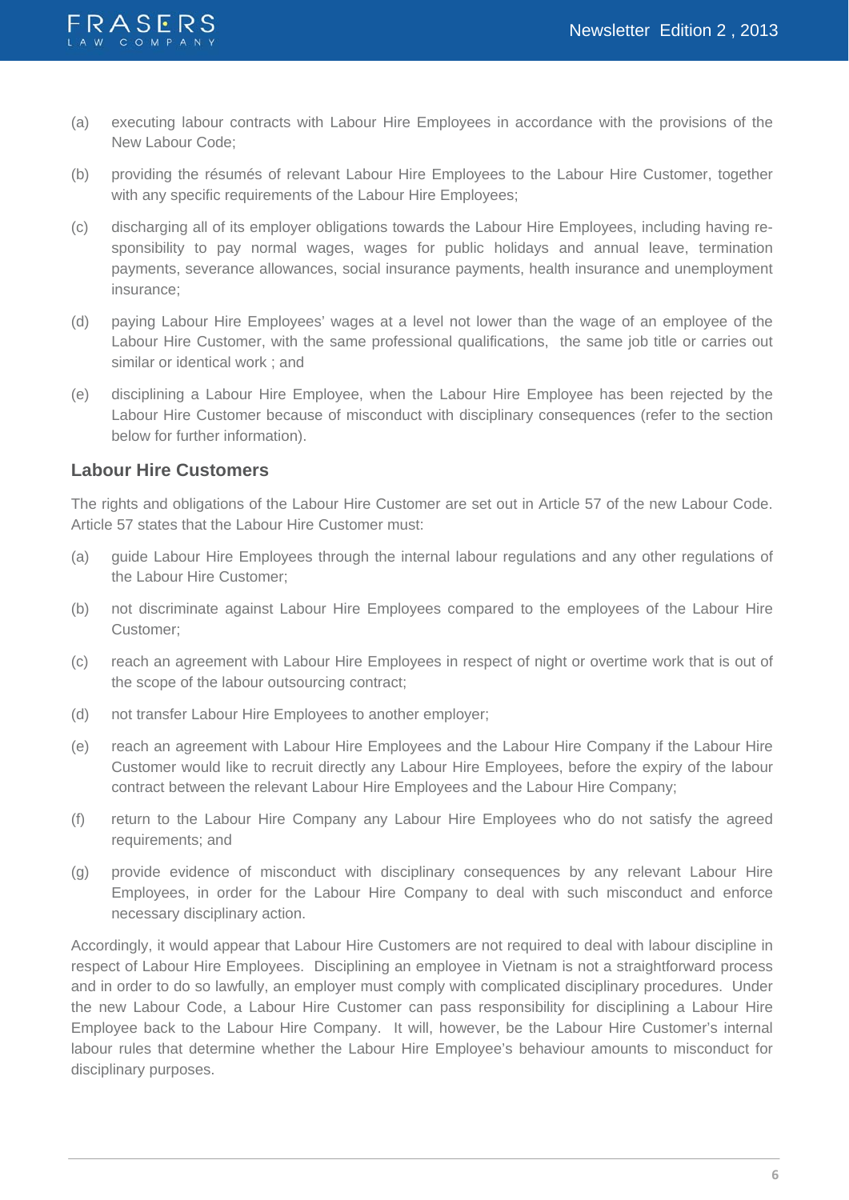(a) executing labour contracts with Labour Hire Employees in accordance with the provisions of the New Labour Code;

(b) providing the résumés of relevant Labour Hire Employees to the Labour Hire Customer, together with any specific requirements of the Labour Hire Employees;

(c) discharging all of its employer obligations towards the Labour Hire Employees, including having responsibility to pay normal wages, wages for public holidays and annual leave, termination payments, severance allowances, social insurance payments, health insurance and unemployment insurance;

(d) paying Labour Hire Employees' wages at a level not lower than the wage of an employee of the Labour Hire Customer, with the same professional qualifications, the same job title or carries out similar or identical work ; and

(e) disciplining a Labour Hire Employee, when the Labour Hire Employee has been rejected by the Labour Hire Customer because of misconduct with disciplinary consequences (refer to the section below for further information).

## Labour Hire Customers

The rights and obligations of the Labour Hire Customer are set out in Article 57 of the new Labour Code. Article 57 states that the Labour Hire Customer must:

(a) guide Labour Hire Employees through the internal labour regulations and any other regulations of the Labour Hire Customer;

(b) not discriminate against Labour Hire Employees compared to the employees of the Labour Hire Customer;

(c) reach an agreement with Labour Hire Employees in respect of night or overtime work that is out of the scope of the labour outsourcing contract;

(d) not transfer Labour Hire Employees to another employer;

(e) reach an agreement with Labour Hire Employees and the Labour Hire Company if the Labour Hire Customer would like to recruit directly any Labour Hire Employees, before the expiry of the labour contract between the relevant Labour Hire Employees and the Labour Hire Company;

(f) return to the Labour Hire Company any Labour Hire Employees who do not satisfy the agreed requirements; and

(g) provide evidence of misconduct with disciplinary consequences by any relevant Labour Hire Employees, in order for the Labour Hire Company to deal with such misconduct and enforce necessary disciplinary action.

Accordingly, it would appear that Labour Hire Customers are not required to deal with labour discipline in respect of Labour Hire Employees. Disciplining an employee in Vietnam is not a straightforward process and in order to do so lawfully, an employer must comply with complicated disciplinary procedures. Under the new Labour Code, a Labour Hire Customer can pass responsibility for disciplining a Labour Hire Employee back to the Labour Hire Company. It will, however, be the Labour Hire Customer's internal labour rules that determine whether the Labour Hire Employee's behaviour amounts to misconduct for disciplinary purposes.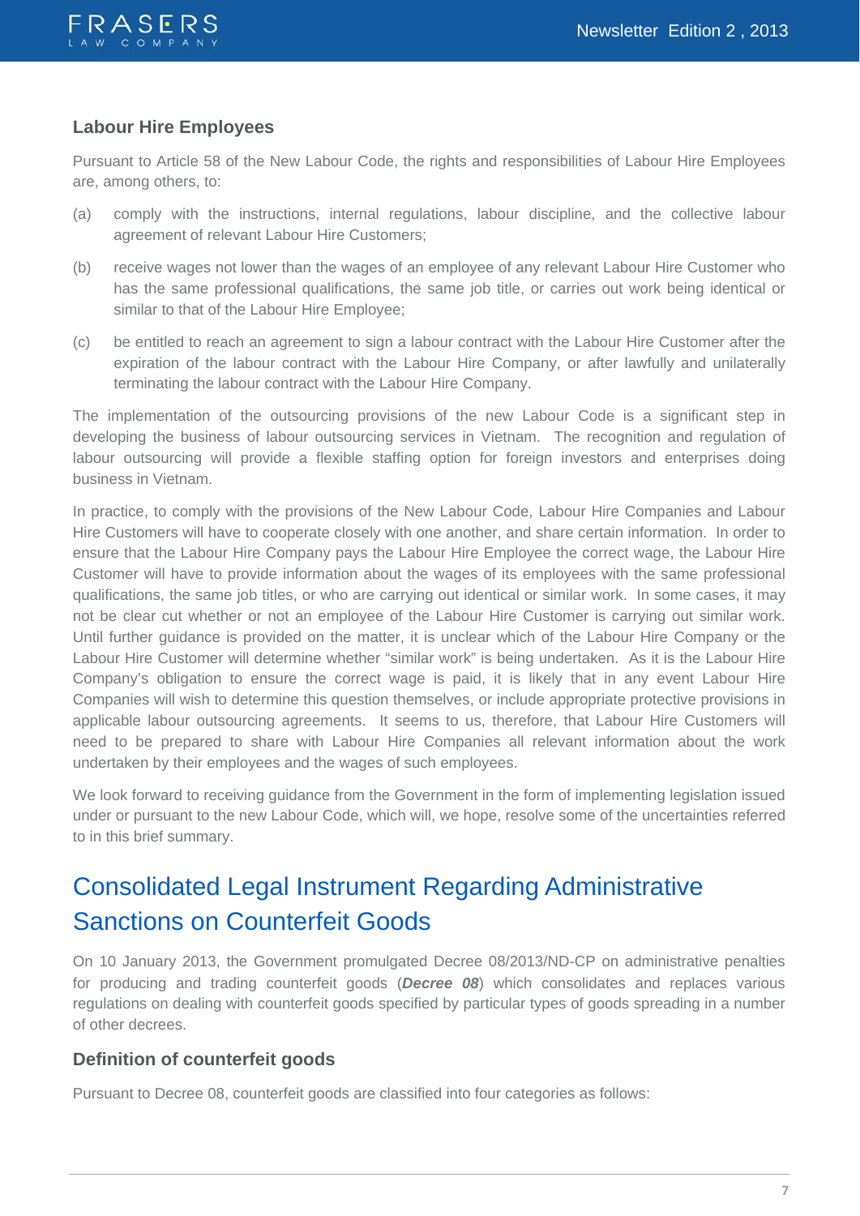### Labour Hire Employees

Pursuant to Article 58 of the New Labour Code, the rights and responsibilities of Labour Hire Employees are, among others, to:

(a) comply with the instructions, internal regulations, labour discipline, and the collective labour agreement of relevant Labour Hire Customers;

(b) receive wages not lower than the wages of an employee of any relevant Labour Hire Customer who has the same professional qualifications, the same job title, or carries out work being identical or similar to that of the Labour Hire Employee;

(c) be entitled to reach an agreement to sign a labour contract with the Labour Hire Customer after the expiration of the labour contract with the Labour Hire Company, or after lawfully and unilaterally terminating the labour contract with the Labour Hire Company.

The implementation of the outsourcing provisions of the new Labour Code is a significant step in developing the business of labour outsourcing services in Vietnam. The recognition and regulation of labour outsourcing will provide a flexible staffing option for foreign investors and enterprises doing business in Vietnam.

In practice, to comply with the provisions of the New Labour Code, Labour Hire Companies and Labour Hire Customers will have to cooperate closely with one another, and share certain information. In order to ensure that the Labour Hire Company pays the Labour Hire Employee the correct wage, the Labour Hire Customer will have to provide information about the wages of its employees with the same professional qualifications, the same job titles, or who are carrying out identical or similar work. In some cases, it may not be clear cut whether or not an employee of the Labour Hire Customer is carrying out similar work. Until further guidance is provided on the matter, it is unclear which of the Labour Hire Company or the Labour Hire Customer will determine whether "similar work" is being undertaken. As it is the Labour Hire Company's obligation to ensure the correct wage is paid, it is likely that in any event Labour Hire Companies will wish to determine this question themselves, or include appropriate protective provisions in applicable labour outsourcing agreements. It seems to us, therefore, that Labour Hire Customers will need to be prepared to share with Labour Hire Companies all relevant information about the work undertaken by their employees and the wages of such employees.

We look forward to receiving guidance from the Government in the form of implementing legislation issued under or pursuant to the new Labour Code, which will, we hope, resolve some of the uncertainties referred to in this brief summary.

## Consolidated Legal Instrument Regarding Administrative Sanctions on Counterfeit Goods

On 10 January 2013, the Government promulgated Decree 08/2013/ND-CP on administrative penalties for producing and trading counterfeit goods (***Decree 08***) which consolidates and replaces various regulations on dealing with counterfeit goods specified by particular types of goods spreading in a number of other decrees.

### Definition of counterfeit goods

Pursuant to Decree 08, counterfeit goods are classified into four categories as follows: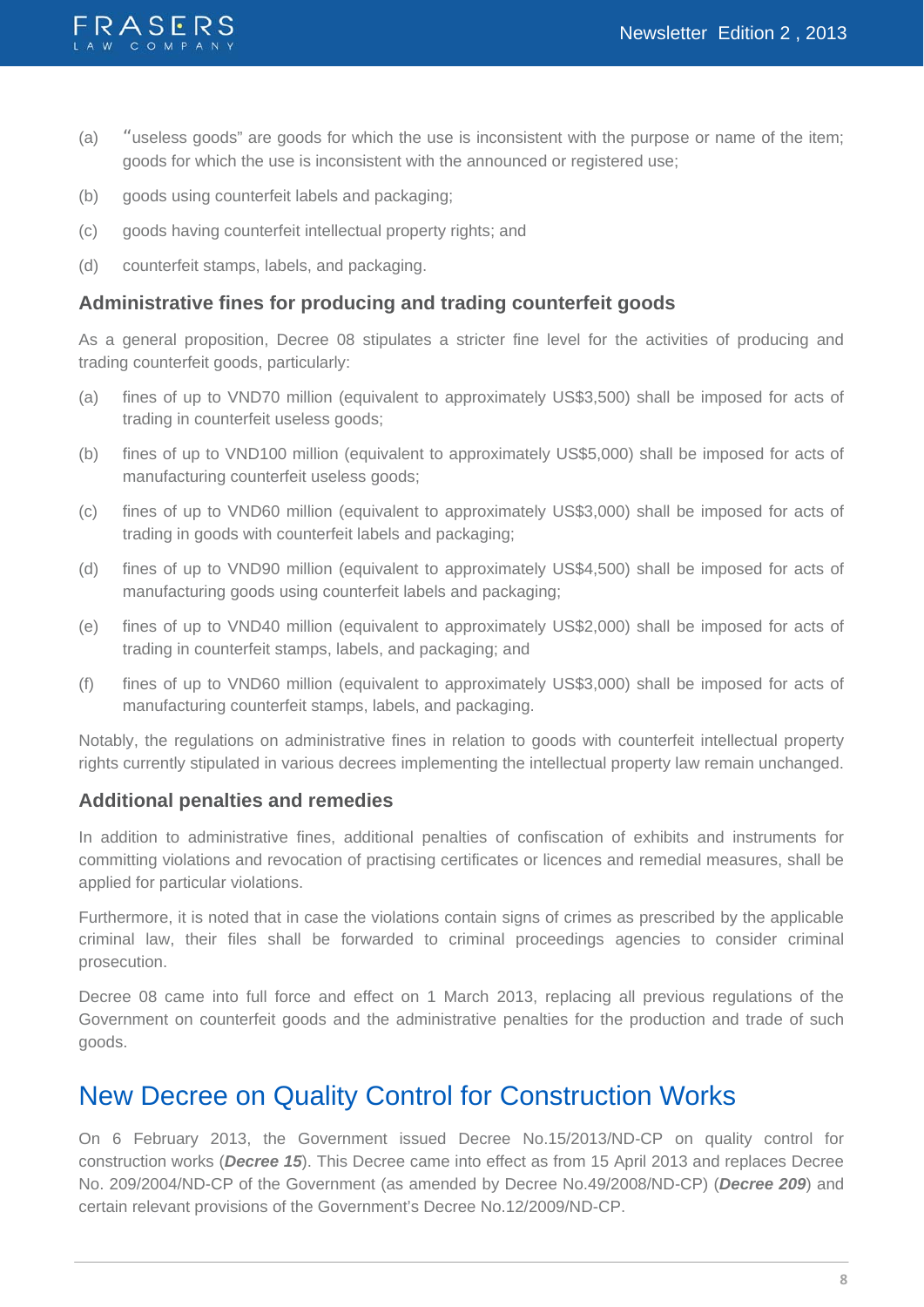(a) "useless goods" are goods for which the use is inconsistent with the purpose or name of the item; goods for which the use is inconsistent with the announced or registered use;

(b) goods using counterfeit labels and packaging;

(c) goods having counterfeit intellectual property rights; and

(d) counterfeit stamps, labels, and packaging.

### Administrative fines for producing and trading counterfeit goods

As a general proposition, Decree 08 stipulates a stricter fine level for the activities of producing and trading counterfeit goods, particularly:

(a) fines of up to VND70 million (equivalent to approximately US$3,500) shall be imposed for acts of trading in counterfeit useless goods;

(b) fines of up to VND100 million (equivalent to approximately US$5,000) shall be imposed for acts of manufacturing counterfeit useless goods;

(c) fines of up to VND60 million (equivalent to approximately US$3,000) shall be imposed for acts of trading in goods with counterfeit labels and packaging;

(d) fines of up to VND90 million (equivalent to approximately US$4,500) shall be imposed for acts of manufacturing goods using counterfeit labels and packaging;

(e) fines of up to VND40 million (equivalent to approximately US$2,000) shall be imposed for acts of trading in counterfeit stamps, labels, and packaging; and

(f) fines of up to VND60 million (equivalent to approximately US$3,000) shall be imposed for acts of manufacturing counterfeit stamps, labels, and packaging.

Notably, the regulations on administrative fines in relation to goods with counterfeit intellectual property rights currently stipulated in various decrees implementing the intellectual property law remain unchanged.

### Additional penalties and remedies

In addition to administrative fines, additional penalties of confiscation of exhibits and instruments for committing violations and revocation of practising certificates or licences and remedial measures, shall be applied for particular violations.

Furthermore, it is noted that in case the violations contain signs of crimes as prescribed by the applicable criminal law, their files shall be forwarded to criminal proceedings agencies to consider criminal prosecution.

Decree 08 came into full force and effect on 1 March 2013, replacing all previous regulations of the Government on counterfeit goods and the administrative penalties for the production and trade of such goods.

## New Decree on Quality Control for Construction Works

On 6 February 2013, the Government issued Decree No.15/2013/ND-CP on quality control for construction works (***Decree 15***). This Decree came into effect as from 15 April 2013 and replaces Decree No. 209/2004/ND-CP of the Government (as amended by Decree No.49/2008/ND-CP) (***Decree 209***) and certain relevant provisions of the Government's Decree No.12/2009/ND-CP.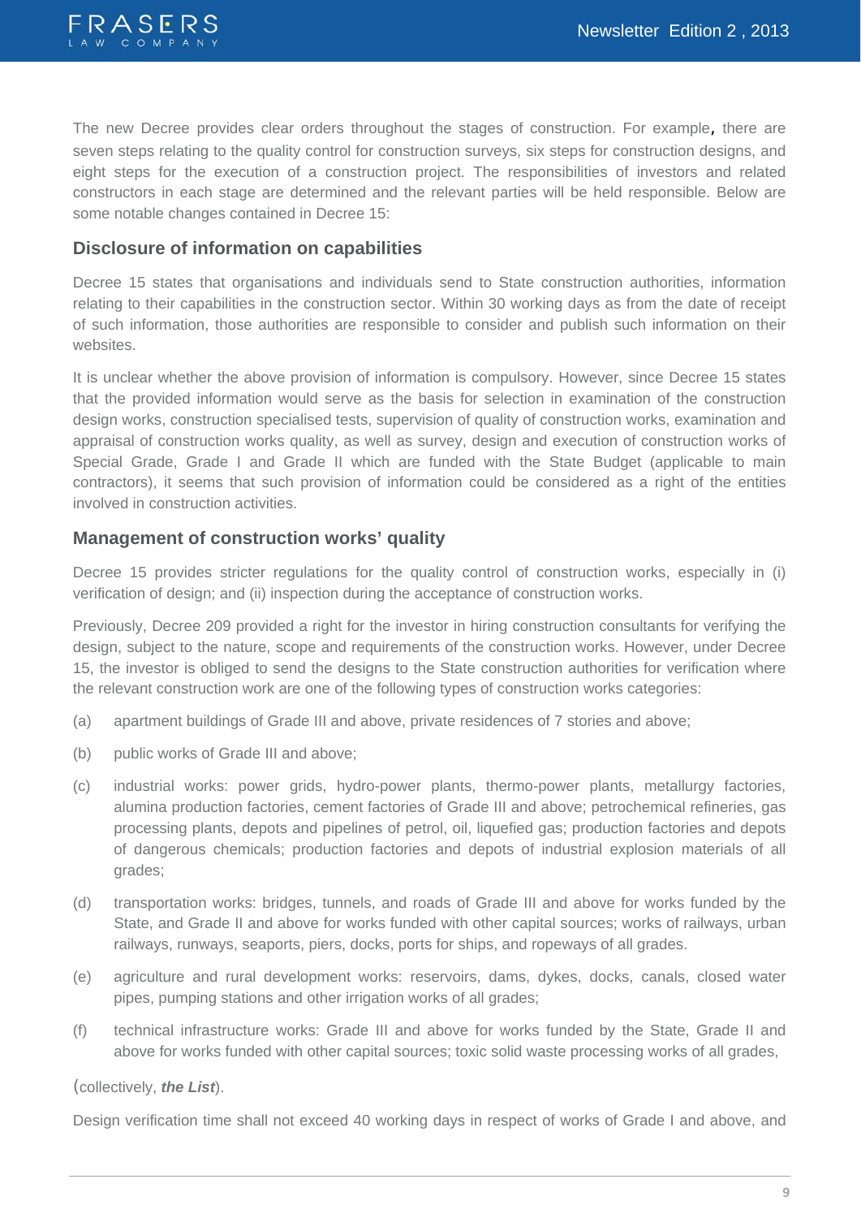The new Decree provides clear orders throughout the stages of construction. For example, there are seven steps relating to the quality control for construction surveys, six steps for construction designs, and eight steps for the execution of a construction project. The responsibilities of investors and related constructors in each stage are determined and the relevant parties will be held responsible. Below are some notable changes contained in Decree 15:

### Disclosure of information on capabilities

Decree 15 states that organisations and individuals send to State construction authorities, information relating to their capabilities in the construction sector. Within 30 working days as from the date of receipt of such information, those authorities are responsible to consider and publish such information on their websites.

It is unclear whether the above provision of information is compulsory. However, since Decree 15 states that the provided information would serve as the basis for selection in examination of the construction design works, construction specialised tests, supervision of quality of construction works, examination and appraisal of construction works quality, as well as survey, design and execution of construction works of Special Grade, Grade I and Grade II which are funded with the State Budget (applicable to main contractors), it seems that such provision of information could be considered as a right of the entities involved in construction activities.

### Management of construction works' quality

Decree 15 provides stricter regulations for the quality control of construction works, especially in (i) verification of design; and (ii) inspection during the acceptance of construction works.

Previously, Decree 209 provided a right for the investor in hiring construction consultants for verifying the design, subject to the nature, scope and requirements of the construction works. However, under Decree 15, the investor is obliged to send the designs to the State construction authorities for verification where the relevant construction work are one of the following types of construction works categories:

(a) apartment buildings of Grade III and above, private residences of 7 stories and above;

(b) public works of Grade III and above;

(c) industrial works: power grids, hydro-power plants, thermo-power plants, metallurgy factories, alumina production factories, cement factories of Grade III and above; petrochemical refineries, gas processing plants, depots and pipelines of petrol, oil, liquefied gas; production factories and depots of dangerous chemicals; production factories and depots of industrial explosion materials of all grades;

(d) transportation works: bridges, tunnels, and roads of Grade III and above for works funded by the State, and Grade II and above for works funded with other capital sources; works of railways, urban railways, runways, seaports, piers, docks, ports for ships, and ropeways of all grades.

(e) agriculture and rural development works: reservoirs, dams, dykes, docks, canals, closed water pipes, pumping stations and other irrigation works of all grades;

(f) technical infrastructure works: Grade III and above for works funded by the State, Grade II and above for works funded with other capital sources; toxic solid waste processing works of all grades,

(collectively, ***the List***).

Design verification time shall not exceed 40 working days in respect of works of Grade I and above, and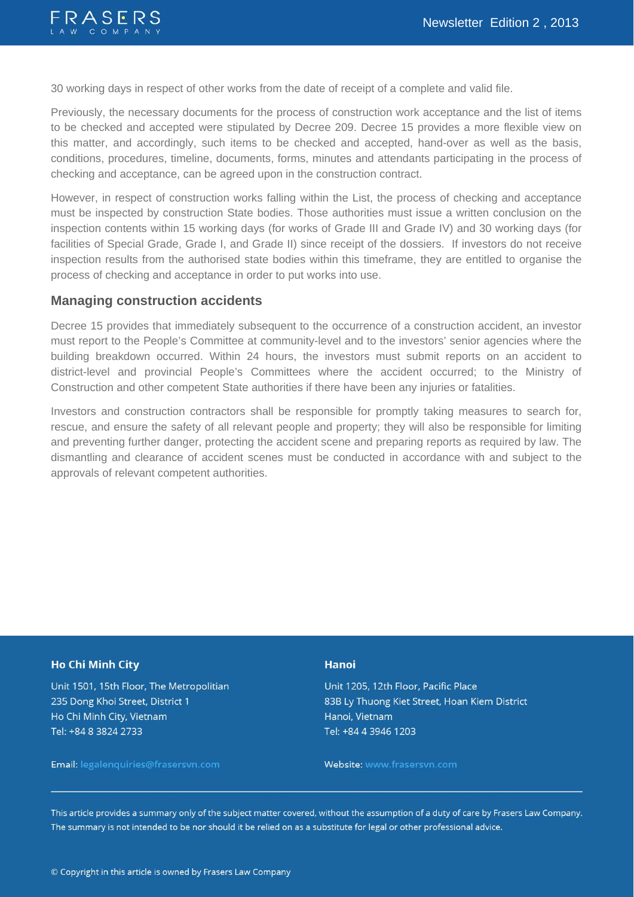30 working days in respect of other works from the date of receipt of a complete and valid file.

Previously, the necessary documents for the process of construction work acceptance and the list of items to be checked and accepted were stipulated by Decree 209. Decree 15 provides a more flexible view on this matter, and accordingly, such items to be checked and accepted, hand-over as well as the basis, conditions, procedures, timeline, documents, forms, minutes and attendants participating in the process of checking and acceptance, can be agreed upon in the construction contract.

However, in respect of construction works falling within the List, the process of checking and acceptance must be inspected by construction State bodies. Those authorities must issue a written conclusion on the inspection contents within 15 working days (for works of Grade III and Grade IV) and 30 working days (for facilities of Special Grade, Grade I, and Grade II) since receipt of the dossiers. If investors do not receive inspection results from the authorised state bodies within this timeframe, they are entitled to organise the process of checking and acceptance in order to put works into use.

## Managing construction accidents

Decree 15 provides that immediately subsequent to the occurrence of a construction accident, an investor must report to the People's Committee at community-level and to the investors' senior agencies where the building breakdown occurred. Within 24 hours, the investors must submit reports on an accident to district-level and provincial People's Committees where the accident occurred; to the Ministry of Construction and other competent State authorities if there have been any injuries or fatalities.

Investors and construction contractors shall be responsible for promptly taking measures to search for, rescue, and ensure the safety of all relevant people and property; they will also be responsible for limiting and preventing further danger, protecting the accident scene and preparing reports as required by law. The dismantling and clearance of accident scenes must be conducted in accordance with and subject to the approvals of relevant competent authorities.

**Ho Chi Minh City**

Unit 1501, 15th Floor, The Metropolitan
235 Dong Khoi Street, District 1
Ho Chi Minh City, Vietnam
Tel: +84 8 3824 2733

**Hanoi**

Unit 1205, 12th Floor, Pacific Place
83B Ly Thuong Kiet Street, Hoan Kiem District
Hanoi, Vietnam
Tel: +84 4 3946 1203

Email: legalenquiries@frasersvn.com

Website: www.frasersvn.com

This article provides a summary only of the subject matter covered, without the assumption of a duty of care by Frasers Law Company. The summary is not intended to be nor should it be relied on as a substitute for legal or other professional advice.

© Copyright in this article is owned by Frasers Law Company